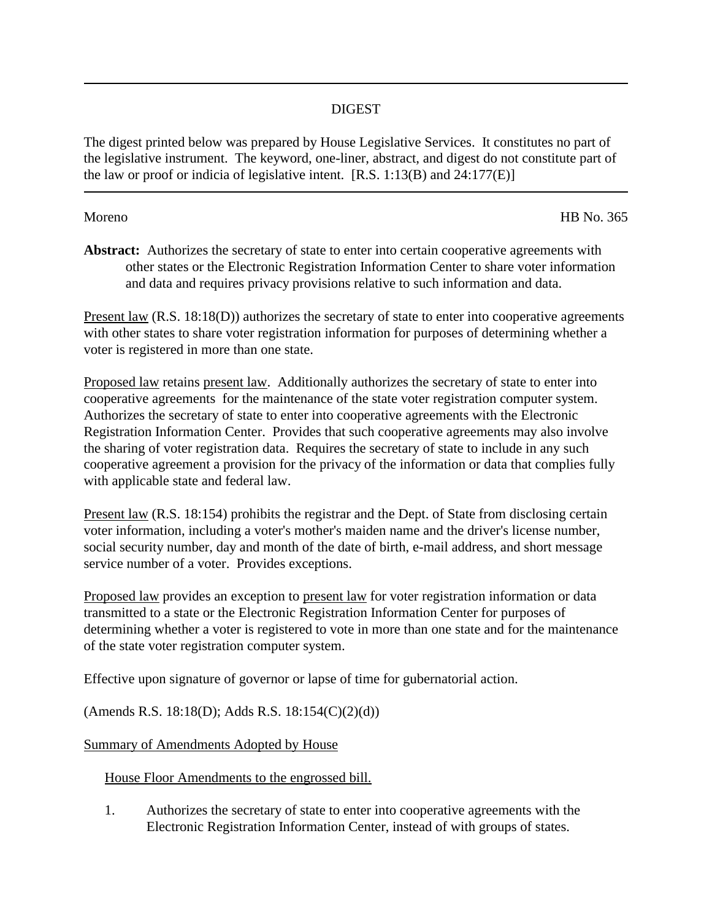---

# DIGEST

The digest printed below was prepared by House Legislative Services. It constitutes no part of the legislative instrument. The keyword, one-liner, abstract, and digest do not constitute part of the law or proof or indicia of legislative intent. [R.S. 1:13(B) and 24:177(E)]

---

Moreno HB No. 365

**Abstract:** Authorizes the secretary of state to enter into certain cooperative agreements with other states or the Electronic Registration Information Center to share voter information and data and requires privacy provisions relative to such information and data.

Present law (R.S. 18:18(D)) authorizes the secretary of state to enter into cooperative agreements with other states to share voter registration information for purposes of determining whether a voter is registered in more than one state.

Proposed law retains present law. Additionally authorizes the secretary of state to enter into cooperative agreements for the maintenance of the state voter registration computer system. Authorizes the secretary of state to enter into cooperative agreements with the Electronic Registration Information Center. Provides that such cooperative agreements may also involve the sharing of voter registration data. Requires the secretary of state to include in any such cooperative agreement a provision for the privacy of the information or data that complies fully with applicable state and federal law.

Present law (R.S. 18:154) prohibits the registrar and the Dept. of State from disclosing certain voter information, including a voter's mother's maiden name and the driver's license number, social security number, day and month of the date of birth, e-mail address, and short message service number of a voter. Provides exceptions.

Proposed law provides an exception to present law for voter registration information or data transmitted to a state or the Electronic Registration Information Center for purposes of determining whether a voter is registered to vote in more than one state and for the maintenance of the state voter registration computer system.

Effective upon signature of governor or lapse of time for gubernatorial action.

(Amends R.S. 18:18(D); Adds R.S. 18:154(C)(2)(d))

Summary of Amendments Adopted by House

House Floor Amendments to the engrossed bill.

1. Authorizes the secretary of state to enter into cooperative agreements with the Electronic Registration Information Center, instead of with groups of states.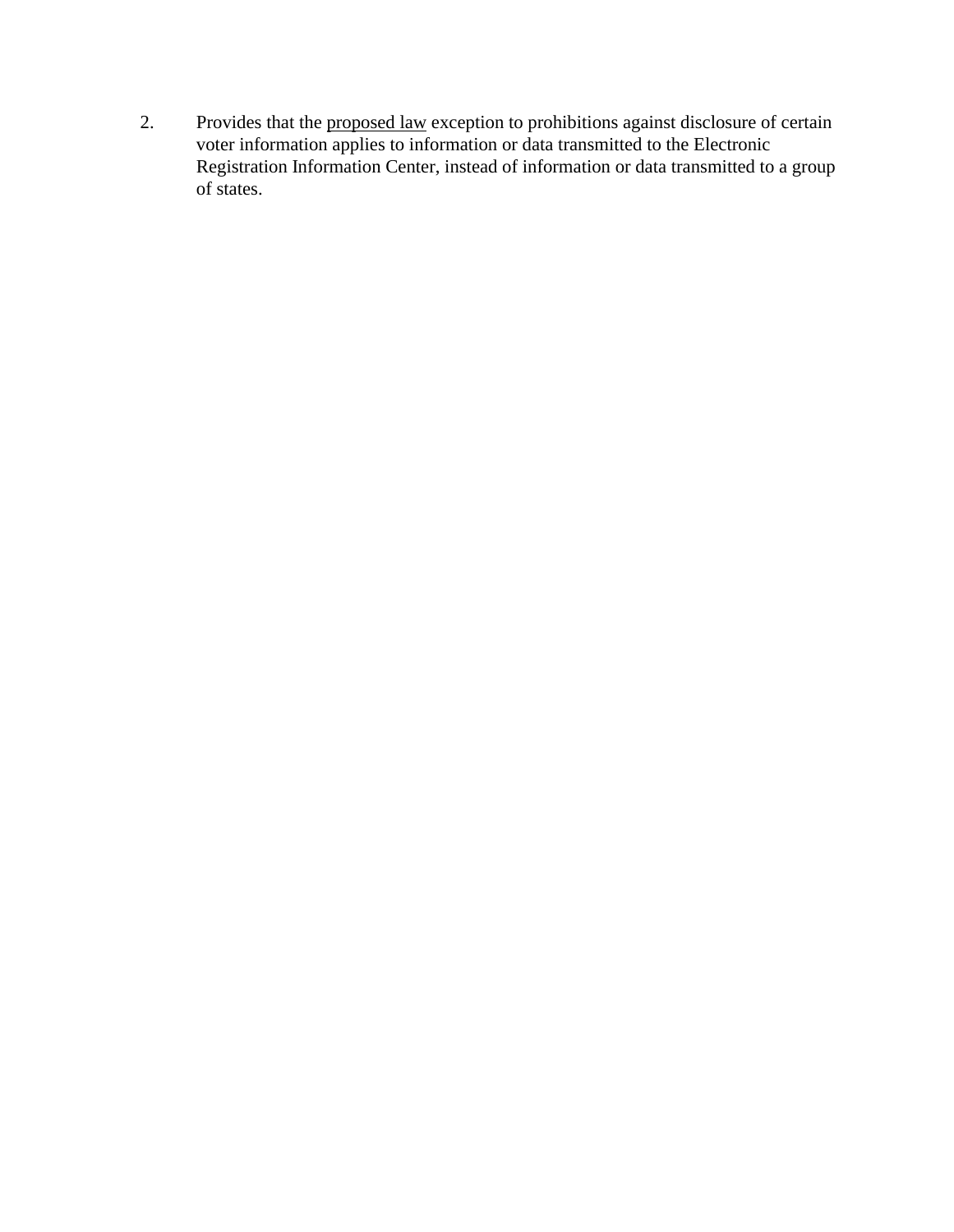2. Provides that the proposed law exception to prohibitions against disclosure of certain voter information applies to information or data transmitted to the Electronic Registration Information Center, instead of information or data transmitted to a group of states.